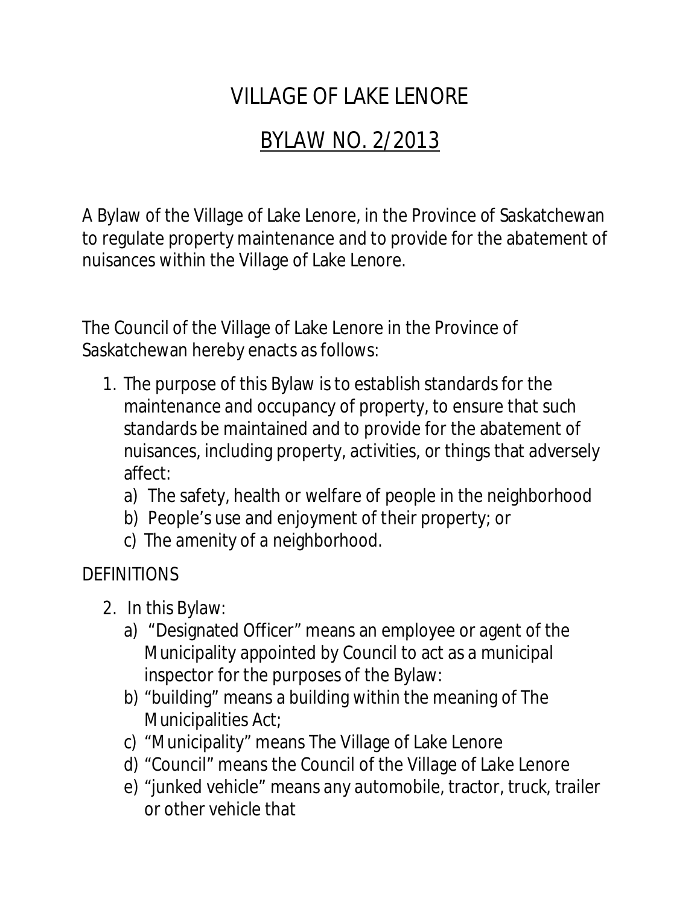# VILLAGE OF LAKE LENORE

## BYLAW NO. 2/2013

A Bylaw of the Village of Lake Lenore, in the Province of Saskatchewan to regulate property maintenance and to provide for the abatement of nuisances within the Village of Lake Lenore.

The Council of the Village of Lake Lenore in the Province of Saskatchewan hereby enacts as follows:

1. The purpose of this Bylaw is to establish standards for the maintenance and occupancy of property, to ensure that such standards be maintained and to provide for the abatement of nuisances, including property, activities, or things that adversely affect:
   a) The safety, health or welfare of people in the neighborhood
   b) People's use and enjoyment of their property; or
   c) The amenity of a neighborhood.

DEFINITIONS

2. In this Bylaw:
   a) "Designated Officer" means an employee or agent of the Municipality appointed by Council to act as a municipal inspector for the purposes of the Bylaw:
   b) "building" means a building within the meaning of The Municipalities Act;
   c) "Municipality" means The Village of Lake Lenore
   d) "Council" means the Council of the Village of Lake Lenore
   e) "junked vehicle" means any automobile, tractor, truck, trailer or other vehicle that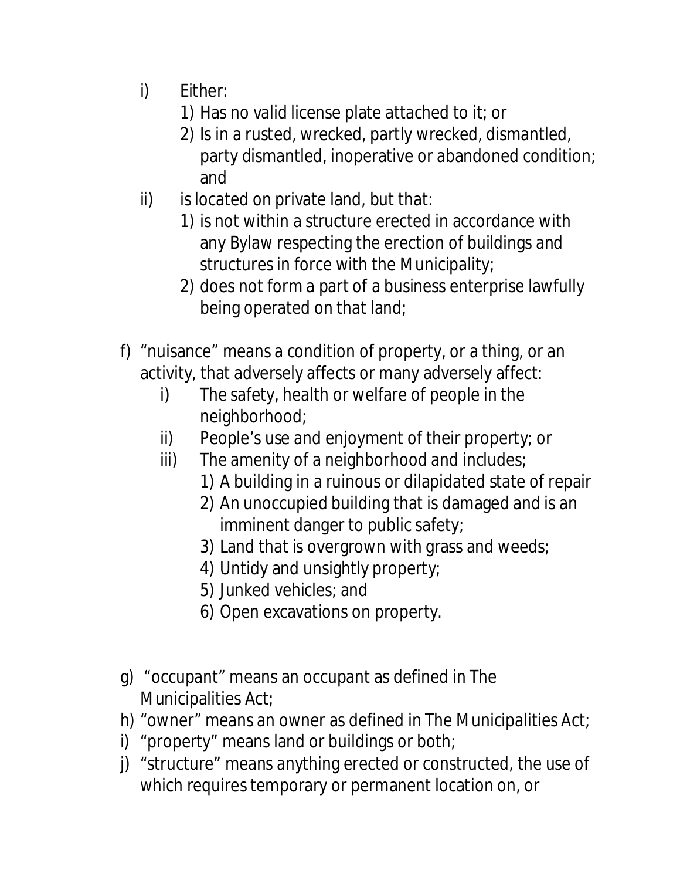- i) Either:
  1) Has no valid license plate attached to it; or
  2) Is in a rusted, wrecked, partly wrecked, dismantled, party dismantled, inoperative or abandoned condition; and
- ii) is located on private land, but that:
  1) is not within a structure erected in accordance with any Bylaw respecting the erection of buildings and structures in force with the Municipality;
  2) does not form a part of a business enterprise lawfully being operated on that land;

f) "nuisance" means a condition of property, or a thing, or an activity, that adversely affects or many adversely affect:
- i) The safety, health or welfare of people in the neighborhood;
- ii) People's use and enjoyment of their property; or
- iii) The amenity of a neighborhood and includes;
  1) A building in a ruinous or dilapidated state of repair
  2) An unoccupied building that is damaged and is an imminent danger to public safety;
  3) Land that is overgrown with grass and weeds;
  4) Untidy and unsightly property;
  5) Junked vehicles; and
  6) Open excavations on property.

g) "occupant" means an occupant as defined in The Municipalities Act;

h) "owner" means an owner as defined in The Municipalities Act;

i) "property" means land or buildings or both;

j) "structure" means anything erected or constructed, the use of which requires temporary or permanent location on, or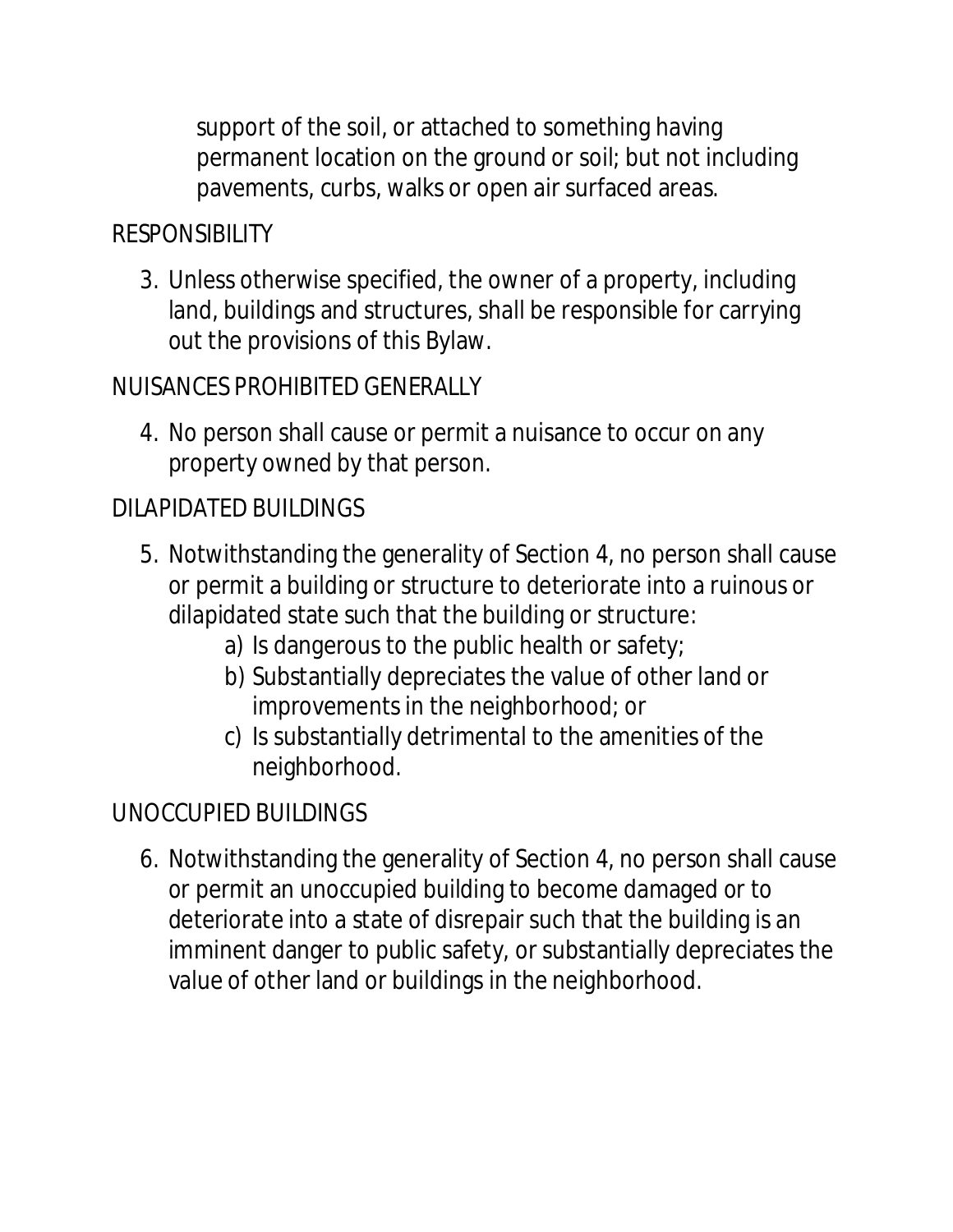support of the soil, or attached to something having permanent location on the ground or soil; but not including pavements, curbs, walks or open air surfaced areas.

## RESPONSIBILITY

3. Unless otherwise specified, the owner of a property, including land, buildings and structures, shall be responsible for carrying out the provisions of this Bylaw.

## NUISANCES PROHIBITED GENERALLY

4. No person shall cause or permit a nuisance to occur on any property owned by that person.

## DILAPIDATED BUILDINGS

5. Notwithstanding the generality of Section 4, no person shall cause or permit a building or structure to deteriorate into a ruinous or dilapidated state such that the building or structure:
   a) Is dangerous to the public health or safety;
   b) Substantially depreciates the value of other land or improvements in the neighborhood; or
   c) Is substantially detrimental to the amenities of the neighborhood.

## UNOCCUPIED BUILDINGS

6. Notwithstanding the generality of Section 4, no person shall cause or permit an unoccupied building to become damaged or to deteriorate into a state of disrepair such that the building is an imminent danger to public safety, or substantially depreciates the value of other land or buildings in the neighborhood.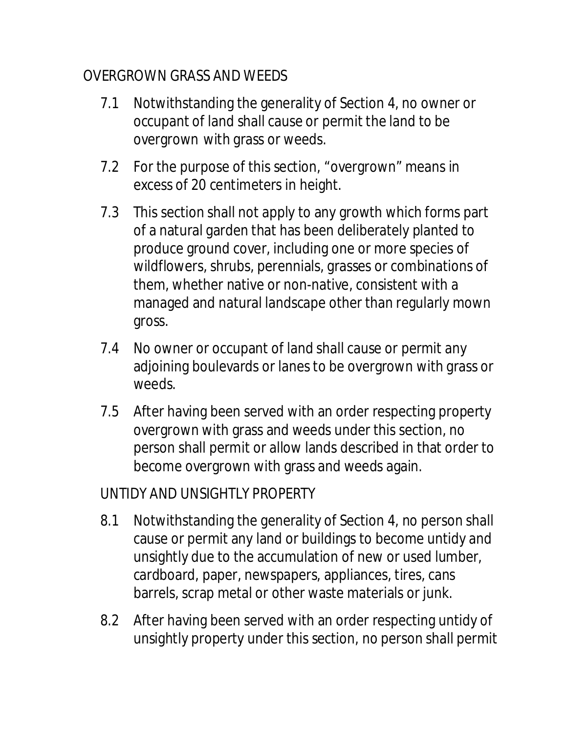## OVERGROWN GRASS AND WEEDS

7.1 Notwithstanding the generality of Section 4, no owner or occupant of land shall cause or permit the land to be overgrown with grass or weeds.

7.2 For the purpose of this section, “overgrown” means in excess of 20 centimeters in height.

7.3 This section shall not apply to any growth which forms part of a natural garden that has been deliberately planted to produce ground cover, including one or more species of wildflowers, shrubs, perennials, grasses or combinations of them, whether native or non-native, consistent with a managed and natural landscape other than regularly mown gross.

7.4 No owner or occupant of land shall cause or permit any adjoining boulevards or lanes to be overgrown with grass or weeds.

7.5 After having been served with an order respecting property overgrown with grass and weeds under this section, no person shall permit or allow lands described in that order to become overgrown with grass and weeds again.

## UNTIDY AND UNSIGHTLY PROPERTY

8.1 Notwithstanding the generality of Section 4, no person shall cause or permit any land or buildings to become untidy and unsightly due to the accumulation of new or used lumber, cardboard, paper, newspapers, appliances, tires, cans barrels, scrap metal or other waste materials or junk.

8.2 After having been served with an order respecting untidy of unsightly property under this section, no person shall permit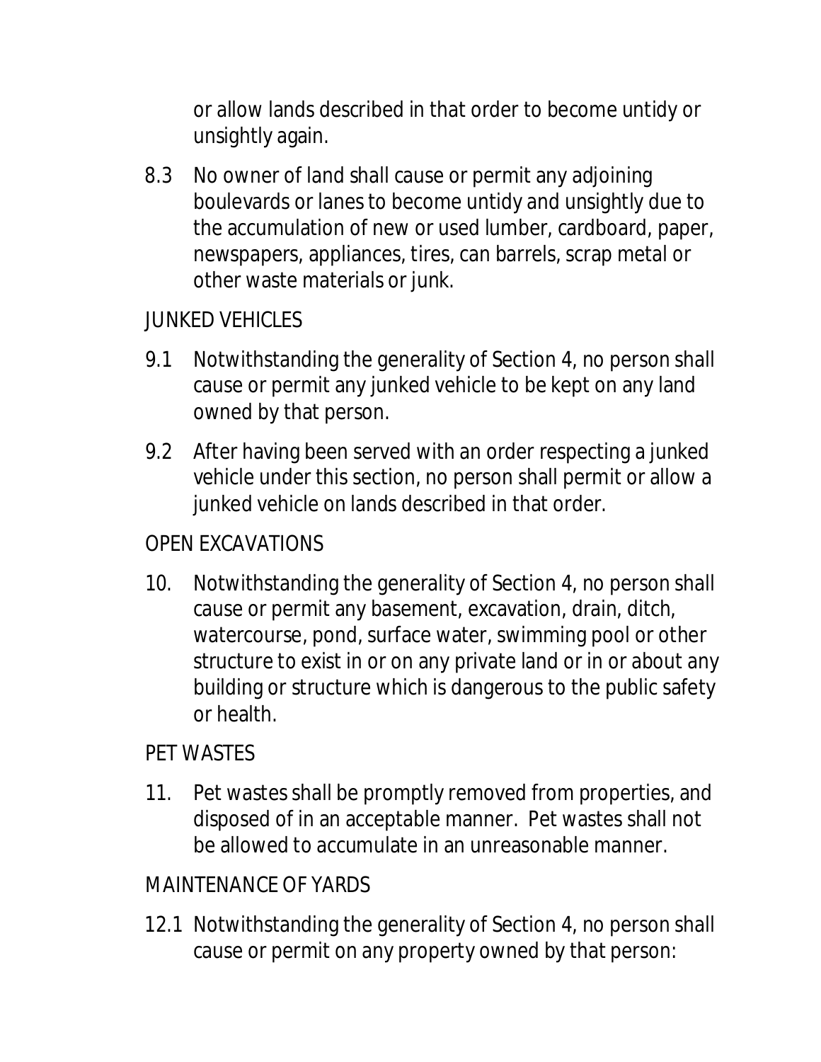or allow lands described in that order to become untidy or unsightly again.

8.3 No owner of land shall cause or permit any adjoining boulevards or lanes to become untidy and unsightly due to the accumulation of new or used lumber, cardboard, paper, newspapers, appliances, tires, can barrels, scrap metal or other waste materials or junk.

## JUNKED VEHICLES

9.1 Notwithstanding the generality of Section 4, no person shall cause or permit any junked vehicle to be kept on any land owned by that person.

9.2 After having been served with an order respecting a junked vehicle under this section, no person shall permit or allow a junked vehicle on lands described in that order.

## OPEN EXCAVATIONS

10. Notwithstanding the generality of Section 4, no person shall cause or permit any basement, excavation, drain, ditch, watercourse, pond, surface water, swimming pool or other structure to exist in or on any private land or in or about any building or structure which is dangerous to the public safety or health.

## PET WASTES

11. Pet wastes shall be promptly removed from properties, and disposed of in an acceptable manner. Pet wastes shall not be allowed to accumulate in an unreasonable manner.

## MAINTENANCE OF YARDS

12.1 Notwithstanding the generality of Section 4, no person shall cause or permit on any property owned by that person: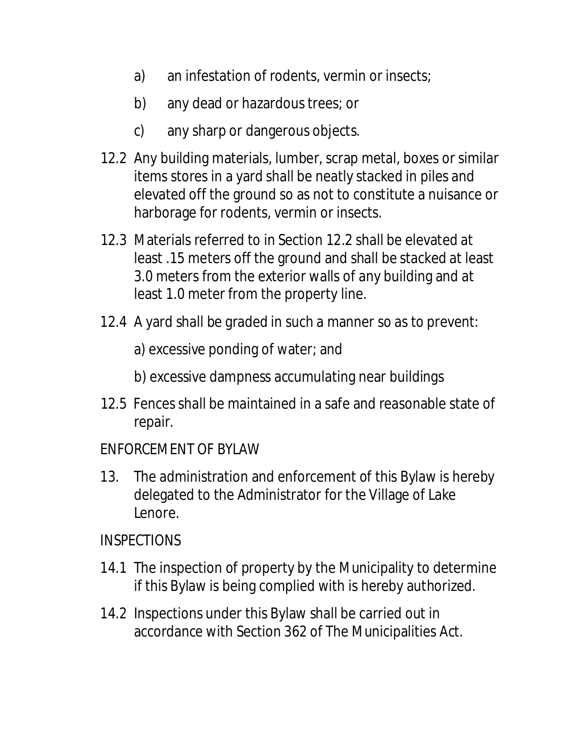a) an infestation of rodents, vermin or insects;

b) any dead or hazardous trees; or

c) any sharp or dangerous objects.

12.2 Any building materials, lumber, scrap metal, boxes or similar items stores in a yard shall be neatly stacked in piles and elevated off the ground so as not to constitute a nuisance or harborage for rodents, vermin or insects.

12.3 Materials referred to in Section 12.2 shall be elevated at least .15 meters off the ground and shall be stacked at least 3.0 meters from the exterior walls of any building and at least 1.0 meter from the property line.

12.4 A yard shall be graded in such a manner so as to prevent:

a) excessive ponding of water; and

b) excessive dampness accumulating near buildings

12.5 Fences shall be maintained in a safe and reasonable state of repair.

ENFORCEMENT OF BYLAW

13. The administration and enforcement of this Bylaw is hereby delegated to the Administrator for the Village of Lake Lenore.

INSPECTIONS

14.1 The inspection of property by the Municipality to determine if this Bylaw is being complied with is hereby authorized.

14.2 Inspections under this Bylaw shall be carried out in accordance with Section 362 of The Municipalities Act.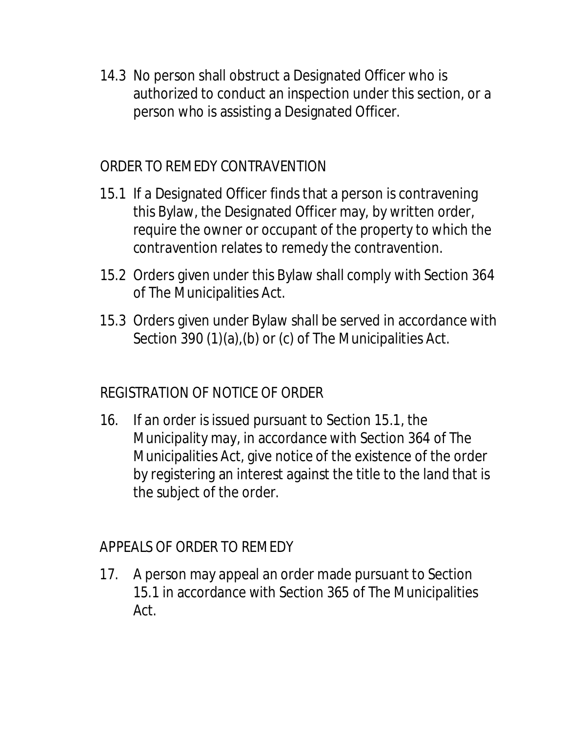14.3 No person shall obstruct a Designated Officer who is authorized to conduct an inspection under this section, or a person who is assisting a Designated Officer.

## ORDER TO REMEDY CONTRAVENTION

15.1 If a Designated Officer finds that a person is contravening this Bylaw, the Designated Officer may, by written order, require the owner or occupant of the property to which the contravention relates to remedy the contravention.

15.2 Orders given under this Bylaw shall comply with Section 364 of The Municipalities Act.

15.3 Orders given under Bylaw shall be served in accordance with Section 390 (1)(a),(b) or (c) of The Municipalities Act.

## REGISTRATION OF NOTICE OF ORDER

16. If an order is issued pursuant to Section 15.1, the Municipality may, in accordance with Section 364 of The Municipalities Act, give notice of the existence of the order by registering an interest against the title to the land that is the subject of the order.

## APPEALS OF ORDER TO REMEDY

17. A person may appeal an order made pursuant to Section 15.1 in accordance with Section 365 of The Municipalities Act.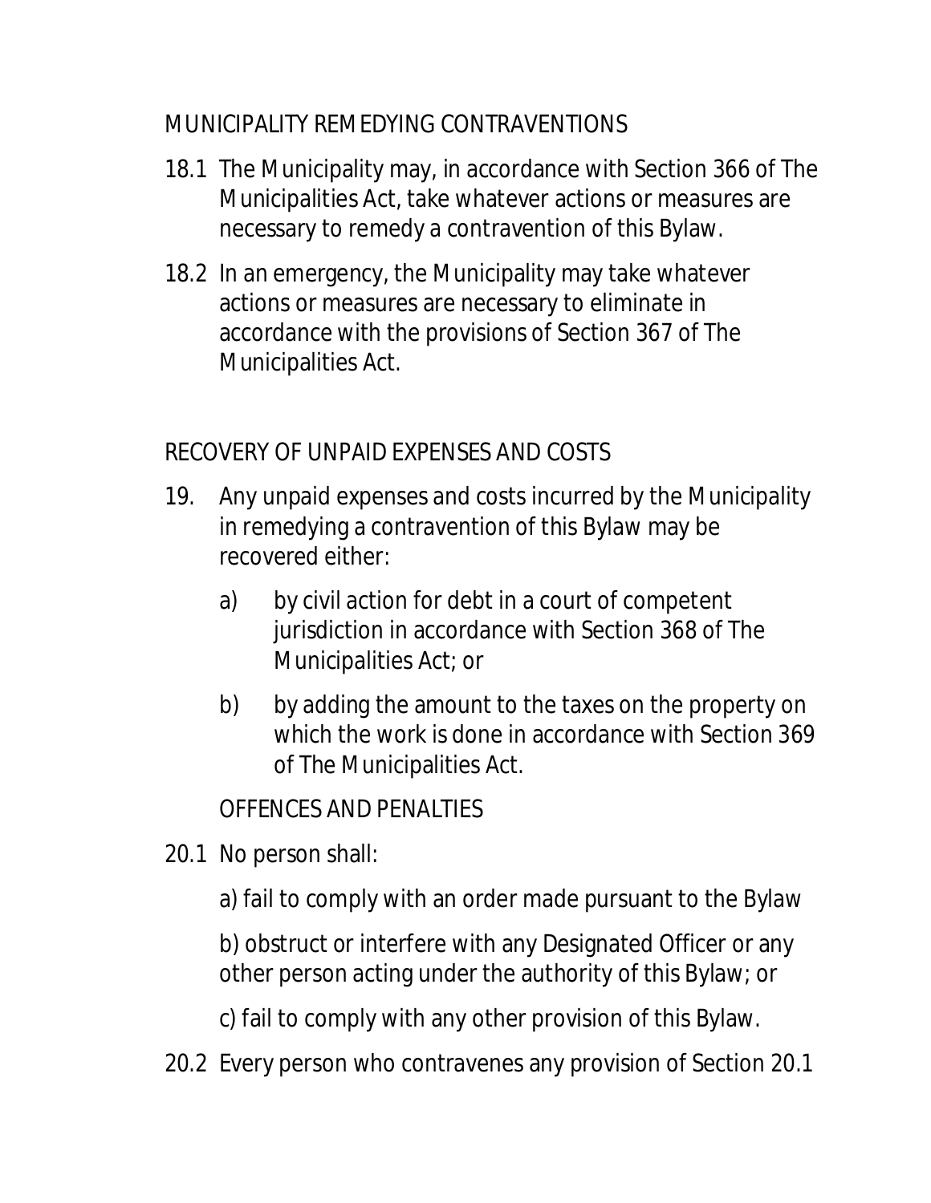## MUNICIPALITY REMEDYING CONTRAVENTIONS

18.1 The Municipality may, in accordance with Section 366 of The Municipalities Act, take whatever actions or measures are necessary to remedy a contravention of this Bylaw.

18.2 In an emergency, the Municipality may take whatever actions or measures are necessary to eliminate in accordance with the provisions of Section 367 of The Municipalities Act.

## RECOVERY OF UNPAID EXPENSES AND COSTS

19. Any unpaid expenses and costs incurred by the Municipality in remedying a contravention of this Bylaw may be recovered either:

    a) by civil action for debt in a court of competent jurisdiction in accordance with Section 368 of The Municipalities Act; or

    b) by adding the amount to the taxes on the property on which the work is done in accordance with Section 369 of The Municipalities Act.

## OFFENCES AND PENALTIES

20.1 No person shall:

a) fail to comply with an order made pursuant to the Bylaw

b) obstruct or interfere with any Designated Officer or any other person acting under the authority of this Bylaw; or

c) fail to comply with any other provision of this Bylaw.

20.2 Every person who contravenes any provision of Section 20.1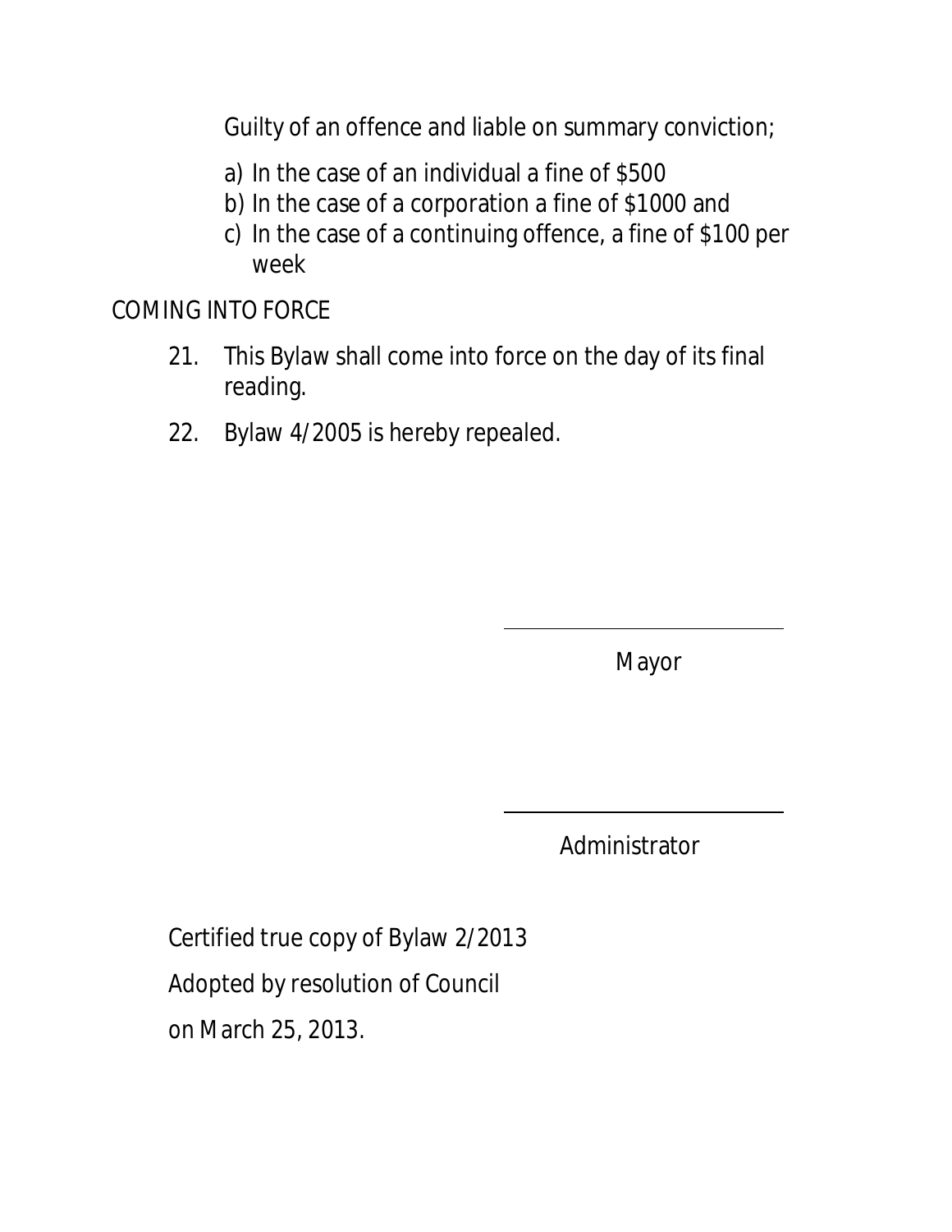Guilty of an offence and liable on summary conviction;

a) In the case of an individual a fine of $500
b) In the case of a corporation a fine of $1000 and
c) In the case of a continuing offence, a fine of $100 per week

COMING INTO FORCE

21. This Bylaw shall come into force on the day of its final reading.

22. Bylaw 4/2005 is hereby repealed.

\_\_\_\_\_\_\_\_\_\_\_\_\_\_\_\_\_\_\_\_\_\_\_\_\_\_

Mayor

\_\_\_\_\_\_\_\_\_\_\_\_\_\_\_\_\_\_\_\_\_\_\_\_\_\_

Administrator

Certified true copy of Bylaw 2/2013

Adopted by resolution of Council

on March 25, 2013.